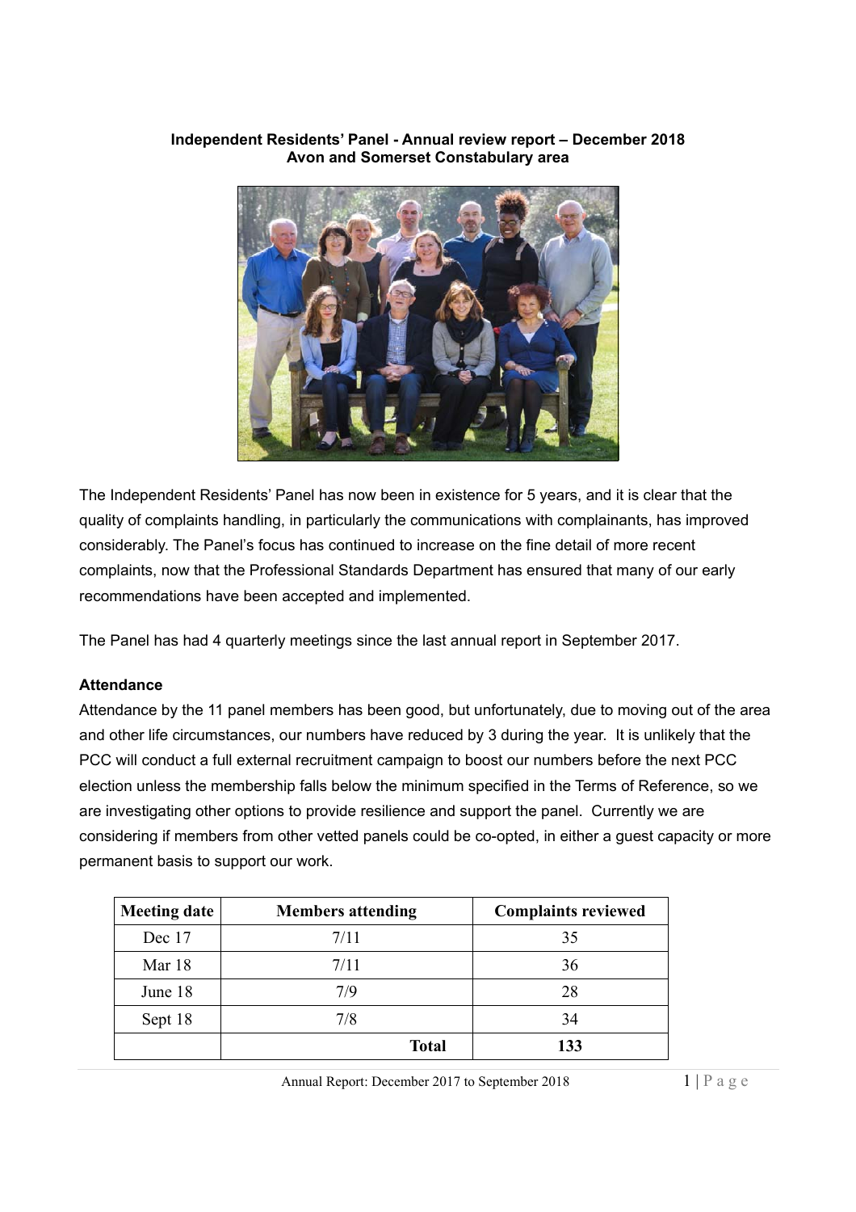**Independent Residents' Panel - Annual review report – December 2018**
**Avon and Somerset Constabulary area**

The Independent Residents' Panel has now been in existence for 5 years, and it is clear that the quality of complaints handling, in particularly the communications with complainants, has improved considerably. The Panel's focus has continued to increase on the fine detail of more recent complaints, now that the Professional Standards Department has ensured that many of our early recommendations have been accepted and implemented.

The Panel has had 4 quarterly meetings since the last annual report in September 2017.

### Attendance

Attendance by the 11 panel members has been good, but unfortunately, due to moving out of the area and other life circumstances, our numbers have reduced by 3 during the year. It is unlikely that the PCC will conduct a full external recruitment campaign to boost our numbers before the next PCC election unless the membership falls below the minimum specified in the Terms of Reference, so we are investigating other options to provide resilience and support the panel. Currently we are considering if members from other vetted panels could be co-opted, in either a guest capacity or more permanent basis to support our work.

| Meeting date | Members attending | Complaints reviewed |
|---|---|---|
| Dec 17 | 7/11 | 35 |
| Mar 18 | 7/11 | 36 |
| June 18 | 7/9 | 28 |
| Sept 18 | 7/8 | 34 |
| | **Total** | **133** |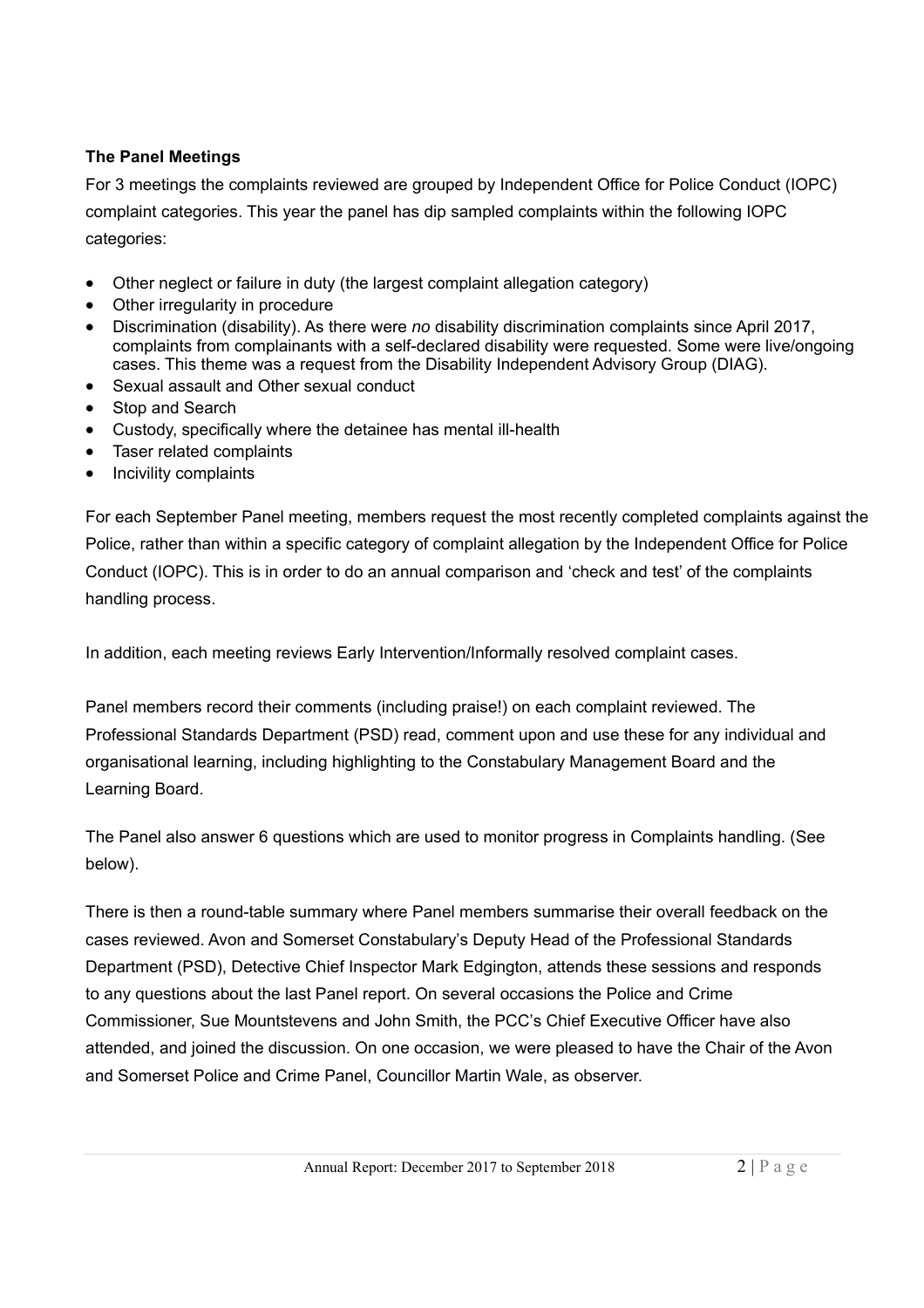**The Panel Meetings**

For 3 meetings the complaints reviewed are grouped by Independent Office for Police Conduct (IOPC) complaint categories. This year the panel has dip sampled complaints within the following IOPC categories:

- Other neglect or failure in duty (the largest complaint allegation category)
- Other irregularity in procedure
- Discrimination (disability). As there were *no* disability discrimination complaints since April 2017, complaints from complainants with a self-declared disability were requested. Some were live/ongoing cases. This theme was a request from the Disability Independent Advisory Group (DIAG).
- Sexual assault and Other sexual conduct
- Stop and Search
- Custody, specifically where the detainee has mental ill-health
- Taser related complaints
- Incivility complaints

For each September Panel meeting, members request the most recently completed complaints against the Police, rather than within a specific category of complaint allegation by the Independent Office for Police Conduct (IOPC). This is in order to do an annual comparison and 'check and test' of the complaints handling process.

In addition, each meeting reviews Early Intervention/Informally resolved complaint cases.

Panel members record their comments (including praise!) on each complaint reviewed. The Professional Standards Department (PSD) read, comment upon and use these for any individual and organisational learning, including highlighting to the Constabulary Management Board and the Learning Board.

The Panel also answer 6 questions which are used to monitor progress in Complaints handling. (See below).

There is then a round-table summary where Panel members summarise their overall feedback on the cases reviewed. Avon and Somerset Constabulary's Deputy Head of the Professional Standards Department (PSD), Detective Chief Inspector Mark Edgington, attends these sessions and responds to any questions about the last Panel report. On several occasions the Police and Crime Commissioner, Sue Mountstevens and John Smith, the PCC's Chief Executive Officer have also attended, and joined the discussion. On one occasion, we were pleased to have the Chair of the Avon and Somerset Police and Crime Panel, Councillor Martin Wale, as observer.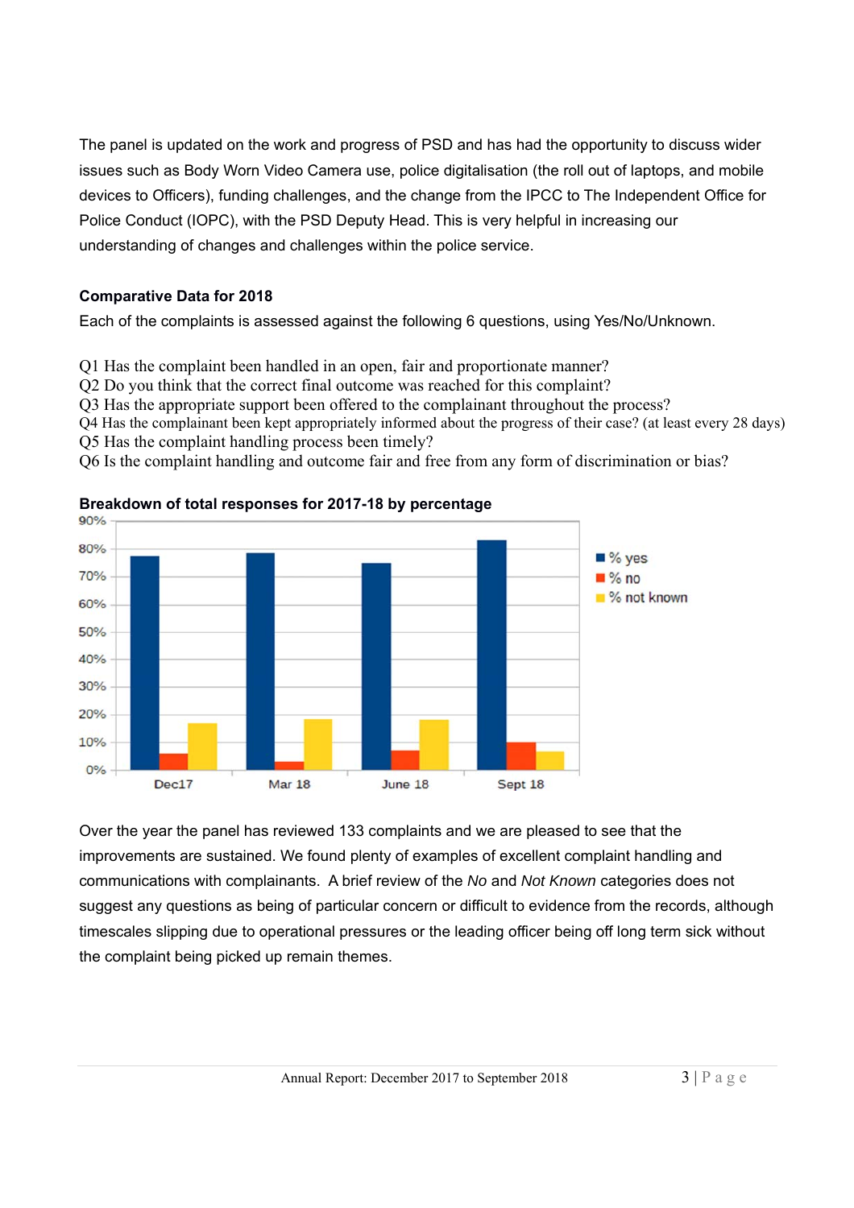The panel is updated on the work and progress of PSD and has had the opportunity to discuss wider issues such as Body Worn Video Camera use, police digitalisation (the roll out of laptops, and mobile devices to Officers), funding challenges, and the change from the IPCC to The Independent Office for Police Conduct (IOPC), with the PSD Deputy Head. This is very helpful in increasing our understanding of changes and challenges within the police service.

**Comparative Data for 2018**

Each of the complaints is assessed against the following 6 questions, using Yes/No/Unknown.

Q1 Has the complaint been handled in an open, fair and proportionate manner?
Q2 Do you think that the correct final outcome was reached for this complaint?
Q3 Has the appropriate support been offered to the complainant throughout the process?
Q4 Has the complainant been kept appropriately informed about the progress of their case? (at least every 28 days)
Q5 Has the complaint handling process been timely?
Q6 Is the complaint handling and outcome fair and free from any form of discrimination or bias?

**Breakdown of total responses for 2017-18 by percentage**

Over the year the panel has reviewed 133 complaints and we are pleased to see that the improvements are sustained. We found plenty of examples of excellent complaint handling and communications with complainants. A brief review of the *No* and *Not Known* categories does not suggest any questions as being of particular concern or difficult to evidence from the records, although timescales slipping due to operational pressures or the leading officer being off long term sick without the complaint being picked up remain themes.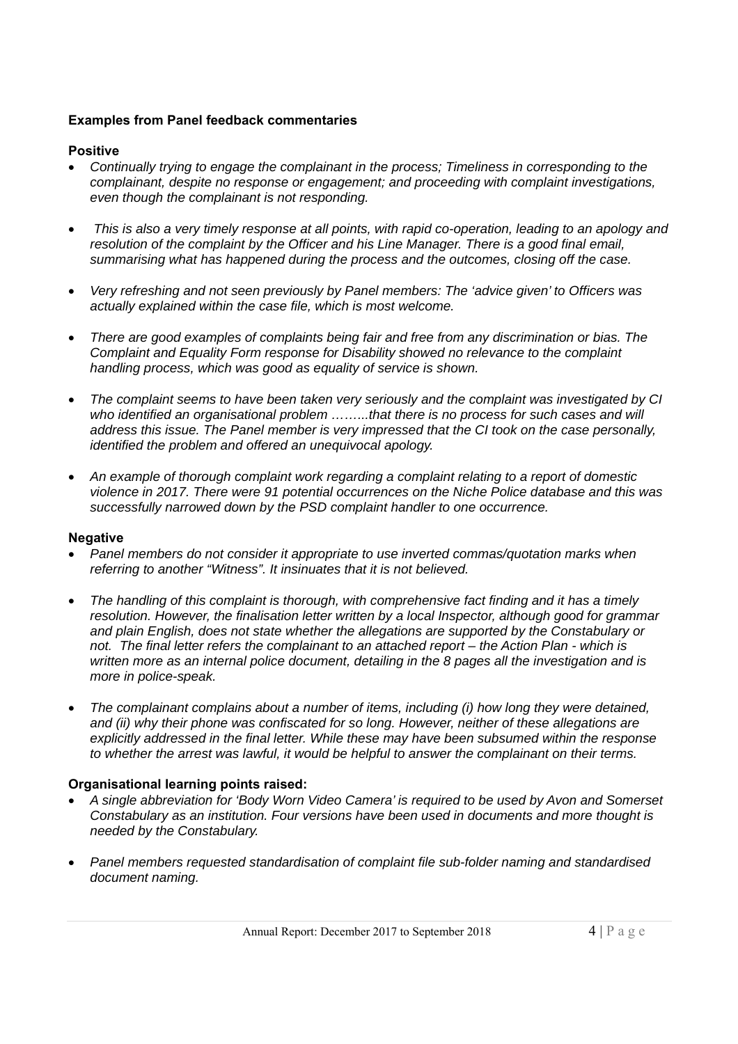**Examples from Panel feedback commentaries**

**Positive**

- *Continually trying to engage the complainant in the process; Timeliness in corresponding to the complainant, despite no response or engagement; and proceeding with complaint investigations, even though the complainant is not responding.*

- *This is also a very timely response at all points, with rapid co-operation, leading to an apology and resolution of the complaint by the Officer and his Line Manager. There is a good final email, summarising what has happened during the process and the outcomes, closing off the case.*

- *Very refreshing and not seen previously by Panel members: The 'advice given' to Officers was actually explained within the case file, which is most welcome.*

- *There are good examples of complaints being fair and free from any discrimination or bias. The Complaint and Equality Form response for Disability showed no relevance to the complaint handling process, which was good as equality of service is shown.*

- *The complaint seems to have been taken very seriously and the complaint was investigated by CI who identified an organisational problem ……..that there is no process for such cases and will address this issue. The Panel member is very impressed that the CI took on the case personally, identified the problem and offered an unequivocal apology.*

- *An example of thorough complaint work regarding a complaint relating to a report of domestic violence in 2017. There were 91 potential occurrences on the Niche Police database and this was successfully narrowed down by the PSD complaint handler to one occurrence.*

**Negative**

- *Panel members do not consider it appropriate to use inverted commas/quotation marks when referring to another "Witness". It insinuates that it is not believed.*

- *The handling of this complaint is thorough, with comprehensive fact finding and it has a timely resolution. However, the finalisation letter written by a local Inspector, although good for grammar and plain English, does not state whether the allegations are supported by the Constabulary or not. The final letter refers the complainant to an attached report – the Action Plan - which is written more as an internal police document, detailing in the 8 pages all the investigation and is more in police-speak.*

- *The complainant complains about a number of items, including (i) how long they were detained, and (ii) why their phone was confiscated for so long. However, neither of these allegations are explicitly addressed in the final letter. While these may have been subsumed within the response to whether the arrest was lawful, it would be helpful to answer the complainant on their terms.*

**Organisational learning points raised:**

- *A single abbreviation for 'Body Worn Video Camera' is required to be used by Avon and Somerset Constabulary as an institution. Four versions have been used in documents and more thought is needed by the Constabulary.*

- *Panel members requested standardisation of complaint file sub-folder naming and standardised document naming.*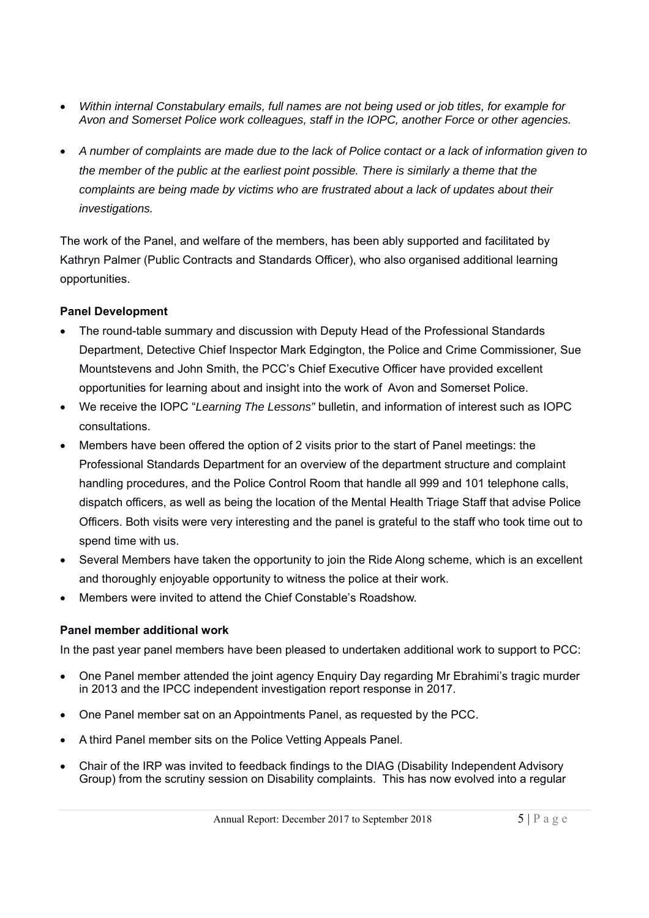- *Within internal Constabulary emails, full names are not being used or job titles, for example for Avon and Somerset Police work colleagues, staff in the IOPC, another Force or other agencies.*

- *A number of complaints are made due to the lack of Police contact or a lack of information given to the member of the public at the earliest point possible. There is similarly a theme that the complaints are being made by victims who are frustrated about a lack of updates about their investigations.*

The work of the Panel, and welfare of the members, has been ably supported and facilitated by Kathryn Palmer (Public Contracts and Standards Officer), who also organised additional learning opportunities.

**Panel Development**

- The round-table summary and discussion with Deputy Head of the Professional Standards Department, Detective Chief Inspector Mark Edgington, the Police and Crime Commissioner, Sue Mountstevens and John Smith, the PCC's Chief Executive Officer have provided excellent opportunities for learning about and insight into the work of Avon and Somerset Police.
- We receive the IOPC "*Learning The Lessons"* bulletin, and information of interest such as IOPC consultations.
- Members have been offered the option of 2 visits prior to the start of Panel meetings: the Professional Standards Department for an overview of the department structure and complaint handling procedures, and the Police Control Room that handle all 999 and 101 telephone calls, dispatch officers, as well as being the location of the Mental Health Triage Staff that advise Police Officers. Both visits were very interesting and the panel is grateful to the staff who took time out to spend time with us.
- Several Members have taken the opportunity to join the Ride Along scheme, which is an excellent and thoroughly enjoyable opportunity to witness the police at their work.
- Members were invited to attend the Chief Constable's Roadshow.

**Panel member additional work**

In the past year panel members have been pleased to undertaken additional work to support to PCC:

- One Panel member attended the joint agency Enquiry Day regarding Mr Ebrahimi's tragic murder in 2013 and the IPCC independent investigation report response in 2017.
- One Panel member sat on an Appointments Panel, as requested by the PCC.
- A third Panel member sits on the Police Vetting Appeals Panel.
- Chair of the IRP was invited to feedback findings to the DIAG (Disability Independent Advisory Group) from the scrutiny session on Disability complaints. This has now evolved into a regular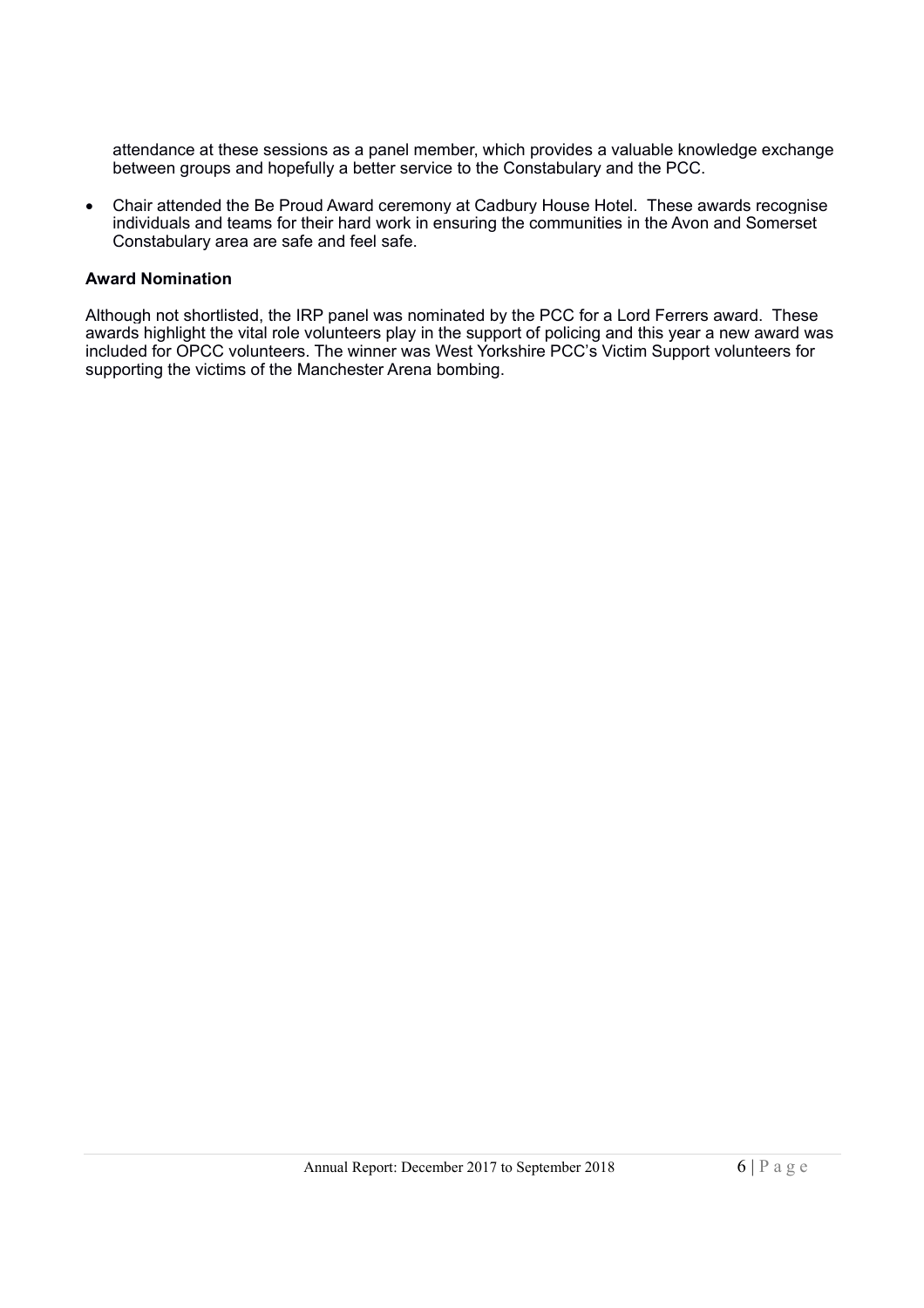attendance at these sessions as a panel member, which provides a valuable knowledge exchange between groups and hopefully a better service to the Constabulary and the PCC.

- Chair attended the Be Proud Award ceremony at Cadbury House Hotel. These awards recognise individuals and teams for their hard work in ensuring the communities in the Avon and Somerset Constabulary area are safe and feel safe.

**Award Nomination**

Although not shortlisted, the IRP panel was nominated by the PCC for a Lord Ferrers award. These awards highlight the vital role volunteers play in the support of policing and this year a new award was included for OPCC volunteers. The winner was West Yorkshire PCC's Victim Support volunteers for supporting the victims of the Manchester Arena bombing.